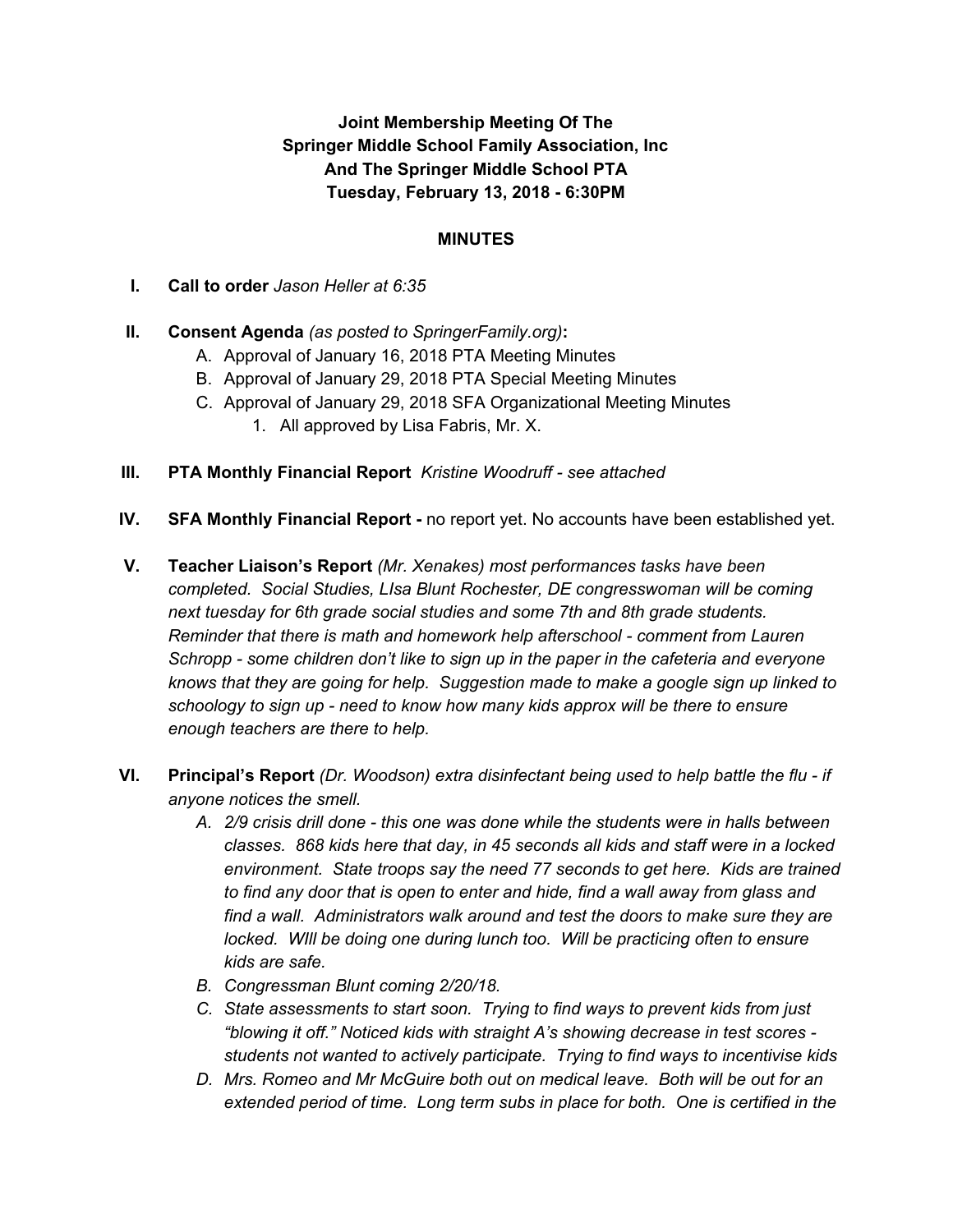**Joint Membership Meeting Of The**
**Springer Middle School Family Association, Inc**
**And The Springer Middle School PTA**
**Tuesday, February 13, 2018 - 6:30PM**

## MINUTES

I. **Call to order** *Jason Heller at 6:35*

II. **Consent Agenda** *(as posted to SpringerFamily.org)***:**
   A. Approval of January 16, 2018 PTA Meeting Minutes
   B. Approval of January 29, 2018 PTA Special Meeting Minutes
   C. Approval of January 29, 2018 SFA Organizational Meeting Minutes
      1. All approved by Lisa Fabris, Mr. X.

III. **PTA Monthly Financial Report** *Kristine Woodruff - see attached*

IV. **SFA Monthly Financial Report -** no report yet. No accounts have been established yet.

V. **Teacher Liaison's Report** *(Mr. Xenakes) most performances tasks have been completed. Social Studies, LIsa Blunt Rochester, DE congresswoman will be coming next tuesday for 6th grade social studies and some 7th and 8th grade students. Reminder that there is math and homework help afterschool - comment from Lauren Schropp - some children don't like to sign up in the paper in the cafeteria and everyone knows that they are going for help. Suggestion made to make a google sign up linked to schoology to sign up - need to know how many kids approx will be there to ensure enough teachers are there to help.*

VI. **Principal's Report** *(Dr. Woodson) extra disinfectant being used to help battle the flu - if anyone notices the smell.*
   A. *2/9 crisis drill done - this one was done while the students were in halls between classes. 868 kids here that day, in 45 seconds all kids and staff were in a locked environment. State troops say the need 77 seconds to get here. Kids are trained to find any door that is open to enter and hide, find a wall away from glass and find a wall. Administrators walk around and test the doors to make sure they are locked. WIll be doing one during lunch too. Will be practicing often to ensure kids are safe.*
   B. *Congressman Blunt coming 2/20/18.*
   C. *State assessments to start soon. Trying to find ways to prevent kids from just "blowing it off." Noticed kids with straight A's showing decrease in test scores - students not wanted to actively participate. Trying to find ways to incentivise kids*
   D. *Mrs. Romeo and Mr McGuire both out on medical leave. Both will be out for an extended period of time. Long term subs in place for both. One is certified in the*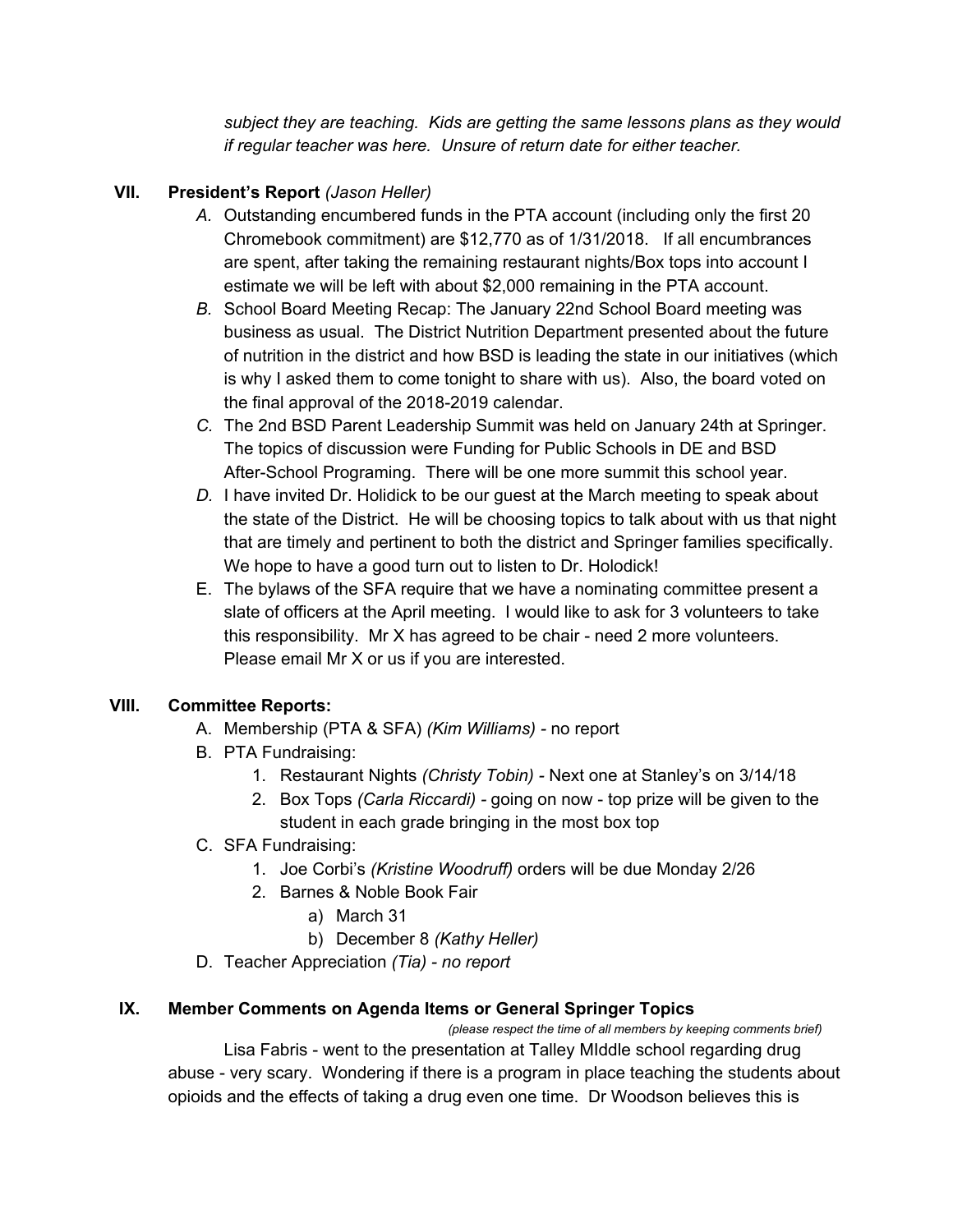*subject they are teaching. Kids are getting the same lessons plans as they would if regular teacher was here. Unsure of return date for either teacher.*

## VII. President's Report *(Jason Heller)*

*A.* Outstanding encumbered funds in the PTA account (including only the first 20 Chromebook commitment) are $12,770 as of 1/31/2018. If all encumbrances are spent, after taking the remaining restaurant nights/Box tops into account I estimate we will be left with about $2,000 remaining in the PTA account.

*B.* School Board Meeting Recap: The January 22nd School Board meeting was business as usual. The District Nutrition Department presented about the future of nutrition in the district and how BSD is leading the state in our initiatives (which is why I asked them to come tonight to share with us). Also, the board voted on the final approval of the 2018-2019 calendar.

*C.* The 2nd BSD Parent Leadership Summit was held on January 24th at Springer. The topics of discussion were Funding for Public Schools in DE and BSD After-School Programing. There will be one more summit this school year.

*D.* I have invited Dr. Holidick to be our guest at the March meeting to speak about the state of the District. He will be choosing topics to talk about with us that night that are timely and pertinent to both the district and Springer families specifically. We hope to have a good turn out to listen to Dr. Holodick!

E. The bylaws of the SFA require that we have a nominating committee present a slate of officers at the April meeting. I would like to ask for 3 volunteers to take this responsibility. Mr X has agreed to be chair - need 2 more volunteers. Please email Mr X or us if you are interested.

## VIII. Committee Reports:

A. Membership (PTA & SFA) *(Kim Williams)* - no report

B. PTA Fundraising:

1. Restaurant Nights *(Christy Tobin)* - Next one at Stanley's on 3/14/18
2. Box Tops *(Carla Riccardi)* - going on now - top prize will be given to the student in each grade bringing in the most box top

C. SFA Fundraising:

1. Joe Corbi's *(Kristine Woodruff)* orders will be due Monday 2/26
2. Barnes & Noble Book Fair
    a) March 31
    b) December 8 *(Kathy Heller)*

D. Teacher Appreciation *(Tia) - no report*

## IX. Member Comments on Agenda Items or General Springer Topics

*(please respect the time of all members by keeping comments brief)*

Lisa Fabris - went to the presentation at Talley MIddle school regarding drug abuse - very scary. Wondering if there is a program in place teaching the students about opioids and the effects of taking a drug even one time. Dr Woodson believes this is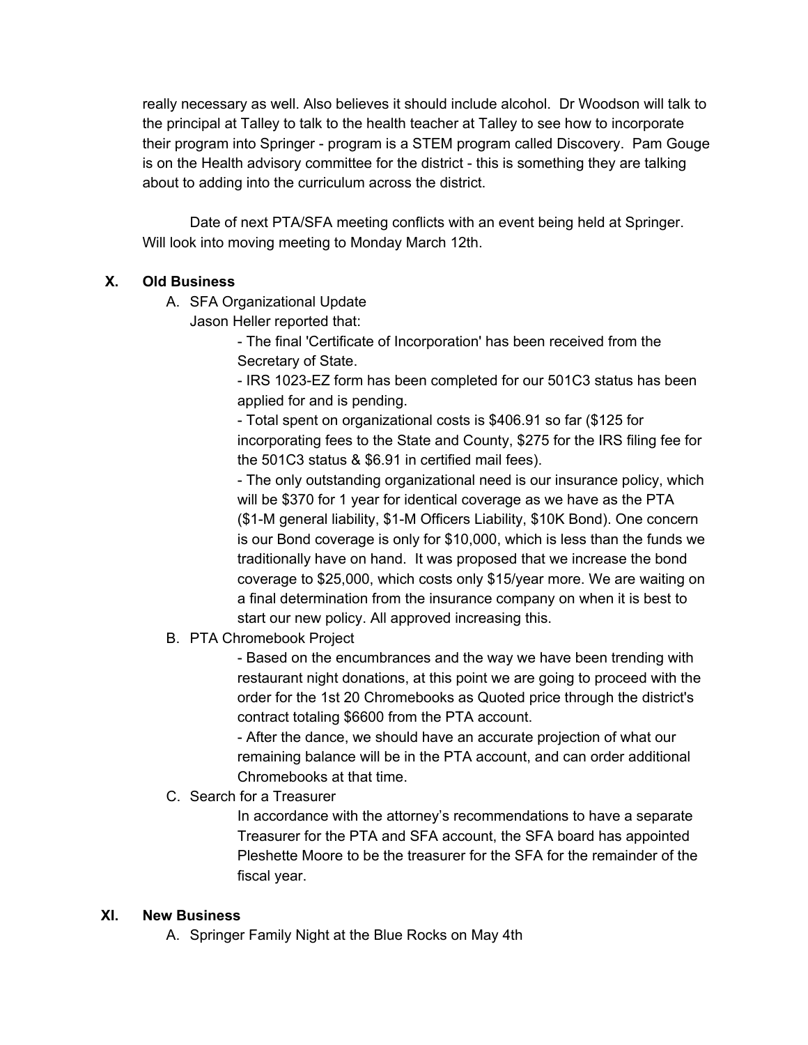really necessary as well. Also believes it should include alcohol. Dr Woodson will talk to the principal at Talley to talk to the health teacher at Talley to see how to incorporate their program into Springer - program is a STEM program called Discovery. Pam Gouge is on the Health advisory committee for the district - this is something they are talking about to adding into the curriculum across the district.

Date of next PTA/SFA meeting conflicts with an event being held at Springer. Will look into moving meeting to Monday March 12th.

## X. Old Business

A. SFA Organizational Update

Jason Heller reported that:

- The final 'Certificate of Incorporation' has been received from the Secretary of State.
- IRS 1023-EZ form has been completed for our 501C3 status has been applied for and is pending.
- Total spent on organizational costs is $406.91 so far ($125 for incorporating fees to the State and County, $275 for the IRS filing fee for the 501C3 status & $6.91 in certified mail fees).
- The only outstanding organizational need is our insurance policy, which will be $370 for 1 year for identical coverage as we have as the PTA ($1-M general liability, $1-M Officers Liability, $10K Bond). One concern is our Bond coverage is only for $10,000, which is less than the funds we traditionally have on hand. It was proposed that we increase the bond coverage to $25,000, which costs only $15/year more. We are waiting on a final determination from the insurance company on when it is best to start our new policy. All approved increasing this.

B. PTA Chromebook Project

- Based on the encumbrances and the way we have been trending with restaurant night donations, at this point we are going to proceed with the order for the 1st 20 Chromebooks as Quoted price through the district's contract totaling $6600 from the PTA account.
- After the dance, we should have an accurate projection of what our remaining balance will be in the PTA account, and can order additional Chromebooks at that time.

C. Search for a Treasurer

In accordance with the attorney's recommendations to have a separate Treasurer for the PTA and SFA account, the SFA board has appointed Pleshette Moore to be the treasurer for the SFA for the remainder of the fiscal year.

## XI. New Business

A. Springer Family Night at the Blue Rocks on May 4th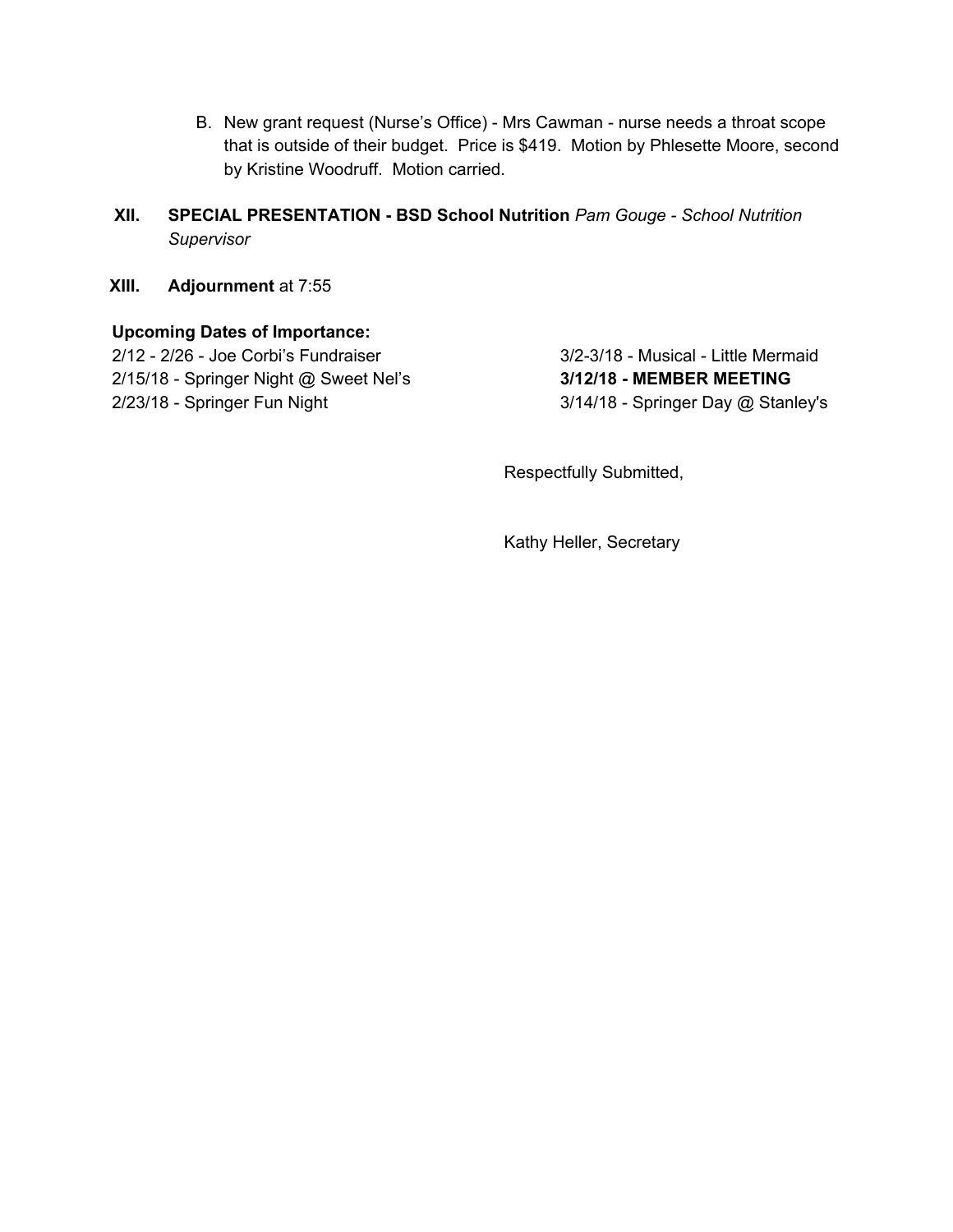B. New grant request (Nurse's Office) - Mrs Cawman - nurse needs a throat scope that is outside of their budget. Price is $419. Motion by Phlesette Moore, second by Kristine Woodruff. Motion carried.

**XII. SPECIAL PRESENTATION - BSD School Nutrition** *Pam Gouge - School Nutrition Supervisor*

**XIII. Adjournment** at 7:55

**Upcoming Dates of Importance:**

2/12 - 2/26 - Joe Corbi's Fundraiser
2/15/18 - Springer Night @ Sweet Nel's
2/23/18 - Springer Fun Night
3/2-3/18 - Musical - Little Mermaid
**3/12/18 - MEMBER MEETING**
3/14/18 - Springer Day @ Stanley's

Respectfully Submitted,

Kathy Heller, Secretary